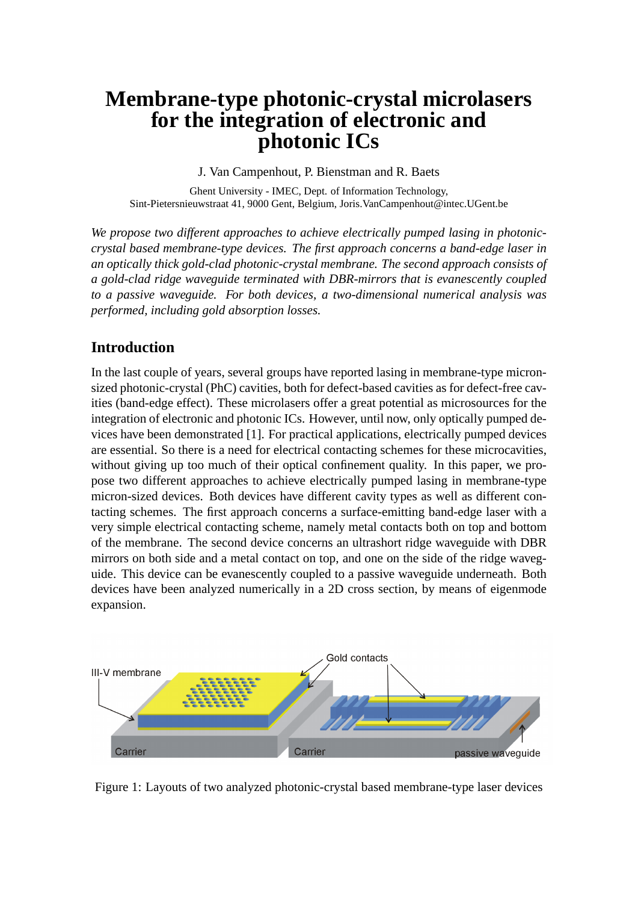# Membrane-type photonic-crystal microlasers for the integration of electronic and photonic ICs

J. Van Campenhout, P. Bienstman and R. Baets

Ghent University - IMEC, Dept. of Information Technology,
Sint-Pietersnieuwstraat 41, 9000 Gent, Belgium, Joris.VanCampenhout@intec.UGent.be

*We propose two different approaches to achieve electrically pumped lasing in photonic-crystal based membrane-type devices. The first approach concerns a band-edge laser in an optically thick gold-clad photonic-crystal membrane. The second approach consists of a gold-clad ridge waveguide terminated with DBR-mirrors that is evanescently coupled to a passive waveguide. For both devices, a two-dimensional numerical analysis was performed, including gold absorption losses.*

## Introduction

In the last couple of years, several groups have reported lasing in membrane-type micron-sized photonic-crystal (PhC) cavities, both for defect-based cavities as for defect-free cavities (band-edge effect). These microlasers offer a great potential as microsources for the integration of electronic and photonic ICs. However, until now, only optically pumped devices have been demonstrated [1]. For practical applications, electrically pumped devices are essential. So there is a need for electrical contacting schemes for these microcavities, without giving up too much of their optical confinement quality. In this paper, we propose two different approaches to achieve electrically pumped lasing in membrane-type micron-sized devices. Both devices have different cavity types as well as different contacting schemes. The first approach concerns a surface-emitting band-edge laser with a very simple electrical contacting scheme, namely metal contacts both on top and bottom of the membrane. The second device concerns an ultrashort ridge waveguide with DBR mirrors on both side and a metal contact on top, and one on the side of the ridge waveguide. This device can be evanescently coupled to a passive waveguide underneath. Both devices have been analyzed numerically in a 2D cross section, by means of eigenmode expansion.

Figure 1: Layouts of two analyzed photonic-crystal based membrane-type laser devices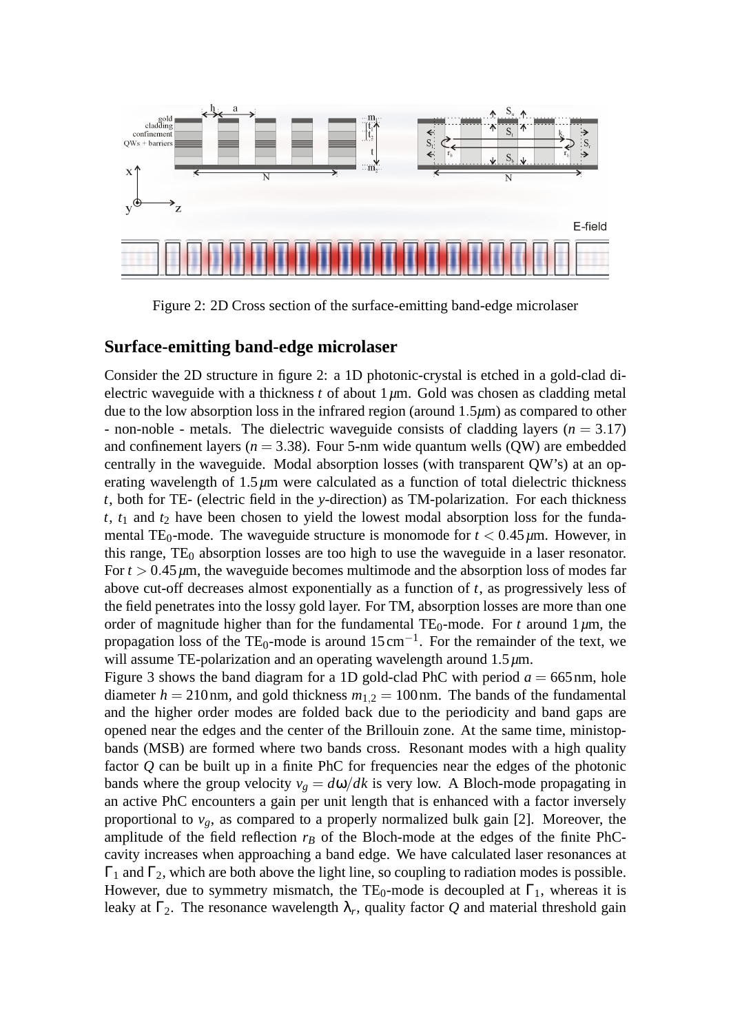Figure 2: 2D Cross section of the surface-emitting band-edge microlaser

## Surface-emitting band-edge microlaser

Consider the 2D structure in figure 2: a 1D photonic-crystal is etched in a gold-clad dielectric waveguide with a thickness $t$ of about $1\,\mu$m. Gold was chosen as cladding metal due to the low absorption loss in the infrared region (around $1.5\mu$m) as compared to other - non-noble - metals. The dielectric waveguide consists of cladding layers ($n = 3.17$) and confinement layers ($n = 3.38$). Four 5-nm wide quantum wells (QW) are embedded centrally in the waveguide. Modal absorption losses (with transparent QW's) at an operating wavelength of $1.5\,\mu$m were calculated as a function of total dielectric thickness $t$, both for TE- (electric field in the $y$-direction) as TM-polarization. For each thickness $t$, $t_1$ and $t_2$ have been chosen to yield the lowest modal absorption loss for the fundamental $TE_0$-mode. The waveguide structure is monomode for $t < 0.45\,\mu$m. However, in this range, $TE_0$ absorption losses are too high to use the waveguide in a laser resonator. For $t > 0.45\,\mu$m, the waveguide becomes multimode and the absorption loss of modes far above cut-off decreases almost exponentially as a function of $t$, as progressively less of the field penetrates into the lossy gold layer. For TM, absorption losses are more than one order of magnitude higher than for the fundamental $TE_0$-mode. For $t$ around $1\,\mu$m, the propagation loss of the $TE_0$-mode is around $15\,\text{cm}^{-1}$. For the remainder of the text, we will assume TE-polarization and an operating wavelength around $1.5\,\mu$m.

Figure 3 shows the band diagram for a 1D gold-clad PhC with period $a = 665$ nm, hole diameter $h = 210$ nm, and gold thickness $m_{1,2} = 100$ nm. The bands of the fundamental and the higher order modes are folded back due to the periodicity and band gaps are opened near the edges and the center of the Brillouin zone. At the same time, ministopbands (MSB) are formed where two bands cross. Resonant modes with a high quality factor $Q$ can be built up in a finite PhC for frequencies near the edges of the photonic bands where the group velocity $v_g = d\omega/dk$ is very low. A Bloch-mode propagating in an active PhC encounters a gain per unit length that is enhanced with a factor inversely proportional to $v_g$, as compared to a properly normalized bulk gain [2]. Moreover, the amplitude of the field reflection $r_B$ of the Bloch-mode at the edges of the finite PhC-cavity increases when approaching a band edge. We have calculated laser resonances at $\Gamma_1$ and $\Gamma_2$, which are both above the light line, so coupling to radiation modes is possible. However, due to symmetry mismatch, the $TE_0$-mode is decoupled at $\Gamma_1$, whereas it is leaky at $\Gamma_2$. The resonance wavelength $\lambda_r$, quality factor $Q$ and material threshold gain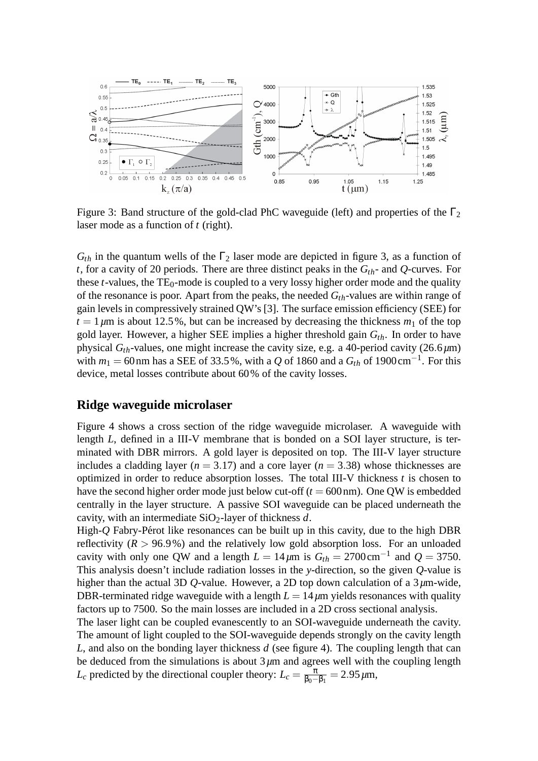Figure 3: Band structure of the gold-clad PhC waveguide (left) and properties of the $\Gamma_2$ laser mode as a function of $t$ (right).

$G_{th}$ in the quantum wells of the $\Gamma_2$ laser mode are depicted in figure 3, as a function of $t$, for a cavity of 20 periods. There are three distinct peaks in the $G_{th}$- and $Q$-curves. For these $t$-values, the $TE_0$-mode is coupled to a very lossy higher order mode and the quality of the resonance is poor. Apart from the peaks, the needed $G_{th}$-values are within range of gain levels in compressively strained QW's [3]. The surface emission efficiency (SEE) for $t = 1\,\mu$m is about 12.5%, but can be increased by decreasing the thickness $m_1$ of the top gold layer. However, a higher SEE implies a higher threshold gain $G_{th}$. In order to have physical $G_{th}$-values, one might increase the cavity size, e.g. a 40-period cavity (26.6 $\mu$m) with $m_1 = 60$ nm has a SEE of 33.5%, with a $Q$ of 1860 and a $G_{th}$ of 1900 cm$^{-1}$. For this device, metal losses contribute about 60% of the cavity losses.

## Ridge waveguide microlaser

Figure 4 shows a cross section of the ridge waveguide microlaser. A waveguide with length $L$, defined in a III-V membrane that is bonded on a SOI layer structure, is terminated with DBR mirrors. A gold layer is deposited on top. The III-V layer structure includes a cladding layer ($n = 3.17$) and a core layer ($n = 3.38$) whose thicknesses are optimized in order to reduce absorption losses. The total III-V thickness $t$ is chosen to have the second higher order mode just below cut-off ($t = 600$ nm). One QW is embedded centrally in the layer structure. A passive SOI waveguide can be placed underneath the cavity, with an intermediate $SiO_2$-layer of thickness $d$.

High-$Q$ Fabry-Pérot like resonances can be built up in this cavity, due to the high DBR reflectivity ($R > 96.9$%) and the relatively low gold absorption loss. For an unloaded cavity with only one QW and a length $L = 14\,\mu$m is $G_{th} = 2700$ cm$^{-1}$ and $Q = 3750$. This analysis doesn't include radiation losses in the $y$-direction, so the given $Q$-value is higher than the actual 3D $Q$-value. However, a 2D top down calculation of a 3 $\mu$m-wide, DBR-terminated ridge waveguide with a length $L = 14\,\mu$m yields resonances with quality factors up to 7500. So the main losses are included in a 2D cross sectional analysis.

The laser light can be coupled evanescently to an SOI-waveguide underneath the cavity. The amount of light coupled to the SOI-waveguide depends strongly on the cavity length $L$, and also on the bonding layer thickness $d$ (see figure 4). The coupling length that can be deduced from the simulations is about 3 $\mu$m and agrees well with the coupling length $L_c$ predicted by the directional coupler theory: $L_c = \frac{\pi}{\beta_0 - \beta_1} = 2.95\,\mu$m,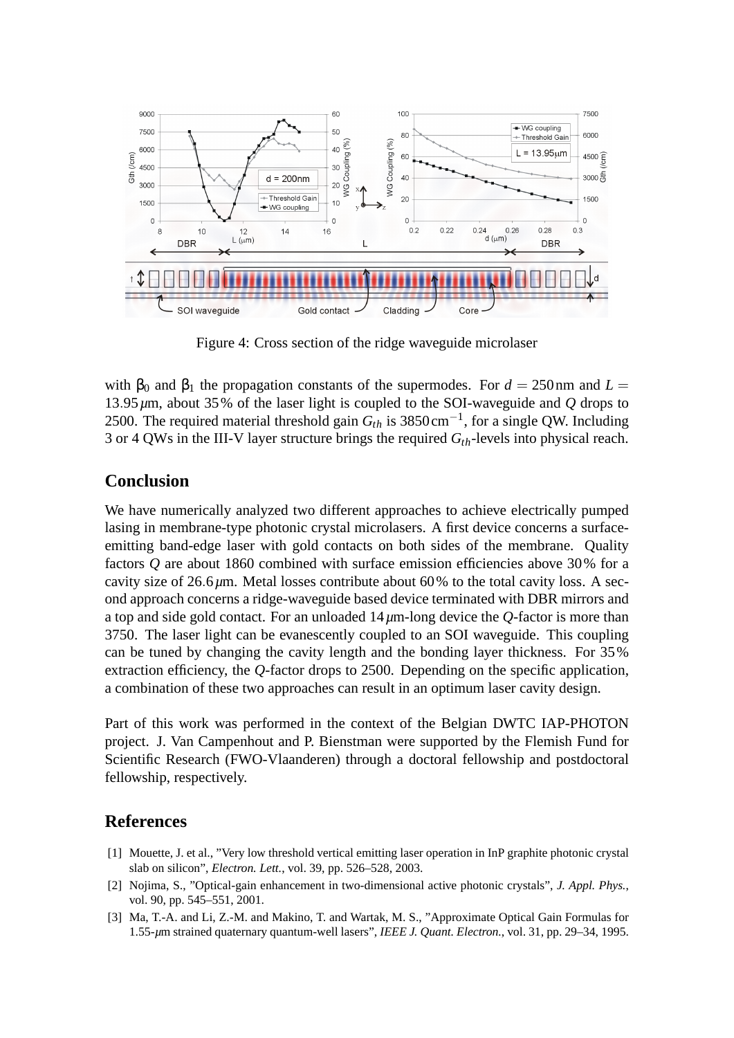9000
7500
6000
4500
3000
1500
0
Gth (/cm)
8
10
12
14
16
L (μm)
60
50
40
30
20
10
0
WG Coupling (%)
d = 200nm
Threshold Gain
WG coupling

100
80
60
40
20
0
WG Coupling (%)
0.2
0.22
0.24
0.26
0.28
0.3
d (μm)
7500
6000
4500
3000
1500
0
Gth (/cm)
WG coupling
Threshold Gain
L = 13.95μm

x
y
z

DBR
L
DBR
t
d
SOI waveguide
Gold contact
Cladding
Core

Figure 4: Cross section of the ridge waveguide microlaser

with $\beta_0$ and $\beta_1$ the propagation constants of the supermodes. For $d = 250\,\text{nm}$ and $L = 13.95\,\mu\text{m}$, about 35 % of the laser light is coupled to the SOI-waveguide and $Q$ drops to 2500. The required material threshold gain $G_{th}$ is $3850\,\text{cm}^{-1}$, for a single QW. Including 3 or 4 QWs in the III-V layer structure brings the required $G_{th}$-levels into physical reach.

## Conclusion

We have numerically analyzed two different approaches to achieve electrically pumped lasing in membrane-type photonic crystal microlasers. A first device concerns a surface-emitting band-edge laser with gold contacts on both sides of the membrane. Quality factors $Q$ are about 1860 combined with surface emission efficiencies above 30 % for a cavity size of $26.6\,\mu\text{m}$. Metal losses contribute about 60 % to the total cavity loss. A second approach concerns a ridge-waveguide based device terminated with DBR mirrors and a top and side gold contact. For an unloaded $14\,\mu\text{m}$-long device the $Q$-factor is more than 3750. The laser light can be evanescently coupled to an SOI waveguide. This coupling can be tuned by changing the cavity length and the bonding layer thickness. For 35 % extraction efficiency, the $Q$-factor drops to 2500. Depending on the specific application, a combination of these two approaches can result in an optimum laser cavity design.

Part of this work was performed in the context of the Belgian DWTC IAP-PHOTON project. J. Van Campenhout and P. Bienstman were supported by the Flemish Fund for Scientific Research (FWO-Vlaanderen) through a doctoral fellowship and postdoctoral fellowship, respectively.

## References

[1] Mouette, J. et al., "Very low threshold vertical emitting laser operation in InP graphite photonic crystal slab on silicon", *Electron. Lett.*, vol. 39, pp. 526–528, 2003.

[2] Nojima, S., "Optical-gain enhancement in two-dimensional active photonic crystals", *J. Appl. Phys.*, vol. 90, pp. 545–551, 2001.

[3] Ma, T.-A. and Li, Z.-M. and Makino, T. and Wartak, M. S., "Approximate Optical Gain Formulas for 1.55-μm strained quaternary quantum-well lasers", *IEEE J. Quant. Electron.*, vol. 31, pp. 29–34, 1995.